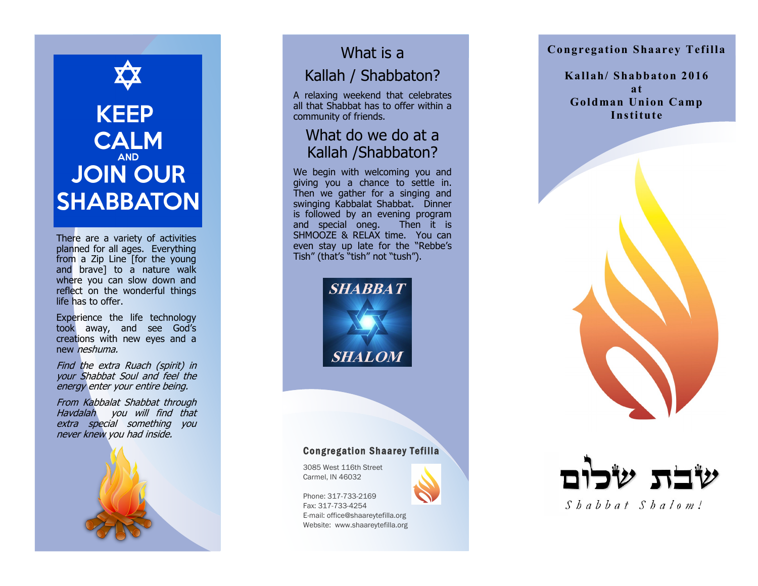# KEEP CALM AND JOIN OUR SHABBATON

There are a variety of activities planned for all ages. Everything from a Zip Line [for the young and brave] to a nature walk where you can slow down and reflect on the wonderful things life has to offer.

Experience the life technology took away, and see God's creations with new eyes and a new *neshuma.*

*Find the extra Ruach (spirit) in your Shabbat Soul and feel the energy enter your entire being.*

*From Kabbalat Shabbat through Havdalah you will find that extra special something you never knew you had inside.*

## What is a Kallah / Shabbaton?

A relaxing weekend that celebrates all that Shabbat has to offer within a community of friends.

## What do we do at a Kallah /Shabbaton?

We begin with welcoming you and giving you a chance to settle in. Then we gather for a singing and swinging Kabbalat Shabbat. Dinner is followed by an evening program and special oneg. Then it is SHMOOZE & RELAX time. You can even stay up late for the "Rebbe's Tish" (that's "tish" not "tush").

SHABBAT SHALOM

**Congregation Shaarey Tefilla**

3085 West 116th Street
Carmel, IN 46032

Phone: 317-733-2169
Fax: 317-733-4254
E-mail: office@shaareytefilla.org
Website: www.shaareytefilla.org

**Congregation Shaarey Tefilla**

**Kallah/ Shabbaton 2016 at Goldman Union Camp Institute**

שבת שלום

*Shabbat Shalom!*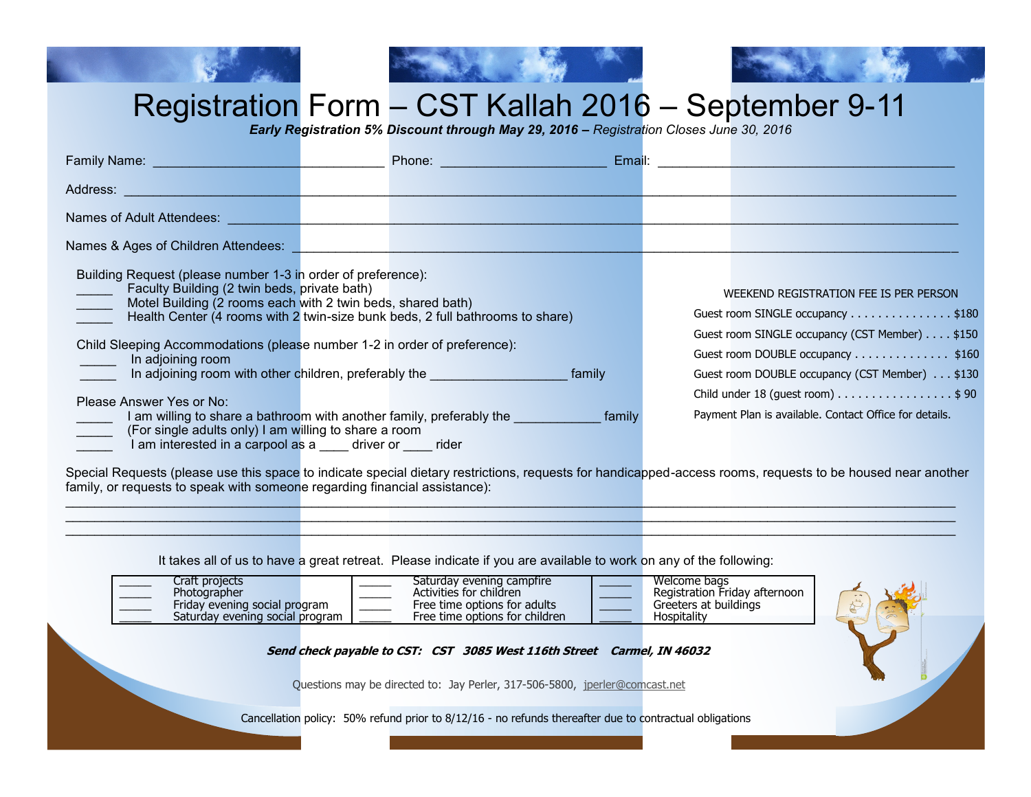# Registration Form – CST Kallah 2016 – September 9-11

***Early Registration 5% Discount through May 29, 2016 –*** *Registration Closes June 30, 2016*

Family Name: ______________________________ Phone: _____________________ Email: ______________________________________

Address: ________________________________________________________________________________________________

Names of Adult Attendees: __________________________________________________________________________________

Names & Ages of Children Attendees: _________________________________________________________________________

Building Request (please number 1-3 in order of preference):

_____ Faculty Building (2 twin beds, private bath)
_____ Motel Building (2 rooms each with 2 twin beds, shared bath)
_____ Health Center (4 rooms with 2 twin-size bunk beds, 2 full bathrooms to share)

Child Sleeping Accommodations (please number 1-2 in order of preference):

_____ In adjoining room
_____ In adjoining room with other children, preferably the __________________ family

Please Answer Yes or No:

_____ I am willing to share a bathroom with another family, preferably the ____________ family
_____ (For single adults only) I am willing to share a room
_____ I am interested in a carpool as a ____ driver or ____ rider

WEEKEND REGISTRATION FEE IS PER PERSON

Guest room SINGLE occupancy . . . . . . . . . . . . . . . $180
Guest room SINGLE occupancy (CST Member) . . . . $150
Guest room DOUBLE occupancy . . . . . . . . . . . . . $160
Guest room DOUBLE occupancy (CST Member) . . . $130
Child under 18 (guest room) . . . . . . . . . . . . . . . . . $ 90

Payment Plan is available. Contact Office for details.

Special Requests (please use this space to indicate special dietary restrictions, requests for handicapped-access rooms, requests to be housed near another family, or requests to speak with someone regarding financial assistance):

________________________________________________________________________________________________________
________________________________________________________________________________________________________
________________________________________________________________________________________________________

It takes all of us to have a great retreat. Please indicate if you are available to work on any of the following:

| | | |
|---|---|---|
| _____ Craft projects | _____ Saturday evening campfire | _____ Welcome bags |
| _____ Photographer | _____ Activities for children | _____ Registration Friday afternoon |
| _____ Friday evening social program | _____ Free time options for adults | _____ Greeters at buildings |
| _____ Saturday evening social program | _____ Free time options for children | _____ Hospitality |

***Send check payable to CST: CST 3085 West 116th Street Carmel, IN 46032***

Questions may be directed to: Jay Perler, 317-506-5800, jperler@comcast.net

Cancellation policy: 50% refund prior to 8/12/16 - no refunds thereafter due to contractual obligations